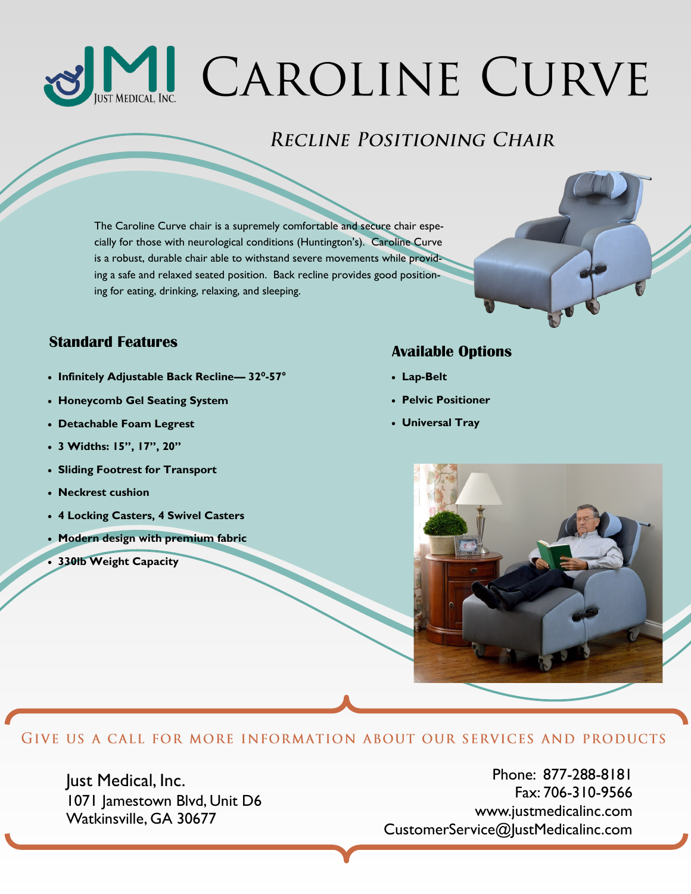JMI Just Medical, Inc.

# Caroline Curve

## *Recline Positioning Chair*

The Caroline Curve chair is a supremely comfortable and secure chair especially for those with neurological conditions (Huntington's). Caroline Curve is a robust, durable chair able to withstand severe movements while providing a safe and relaxed seated position. Back recline provides good positioning for eating, drinking, relaxing, and sleeping.

### Standard Features

- **Infinitely Adjustable Back Recline— 32º-57º**
- **Honeycomb Gel Seating System**
- **Detachable Foam Legrest**
- **3 Widths: 15", 17", 20"**
- **Sliding Footrest for Transport**
- **Neckrest cushion**
- **4 Locking Casters, 4 Swivel Casters**
- **Modern design with premium fabric**
- **330lb Weight Capacity**

### Available Options

- **Lap-Belt**
- **Pelvic Positioner**
- **Universal Tray**

Give us a call for more information about our services and products

Just Medical, Inc.
1071 Jamestown Blvd, Unit D6
Watkinsville, GA 30677

Phone: 877-288-8181
Fax: 706-310-9566
www.justmedicalinc.com
CustomerService@JustMedicalinc.com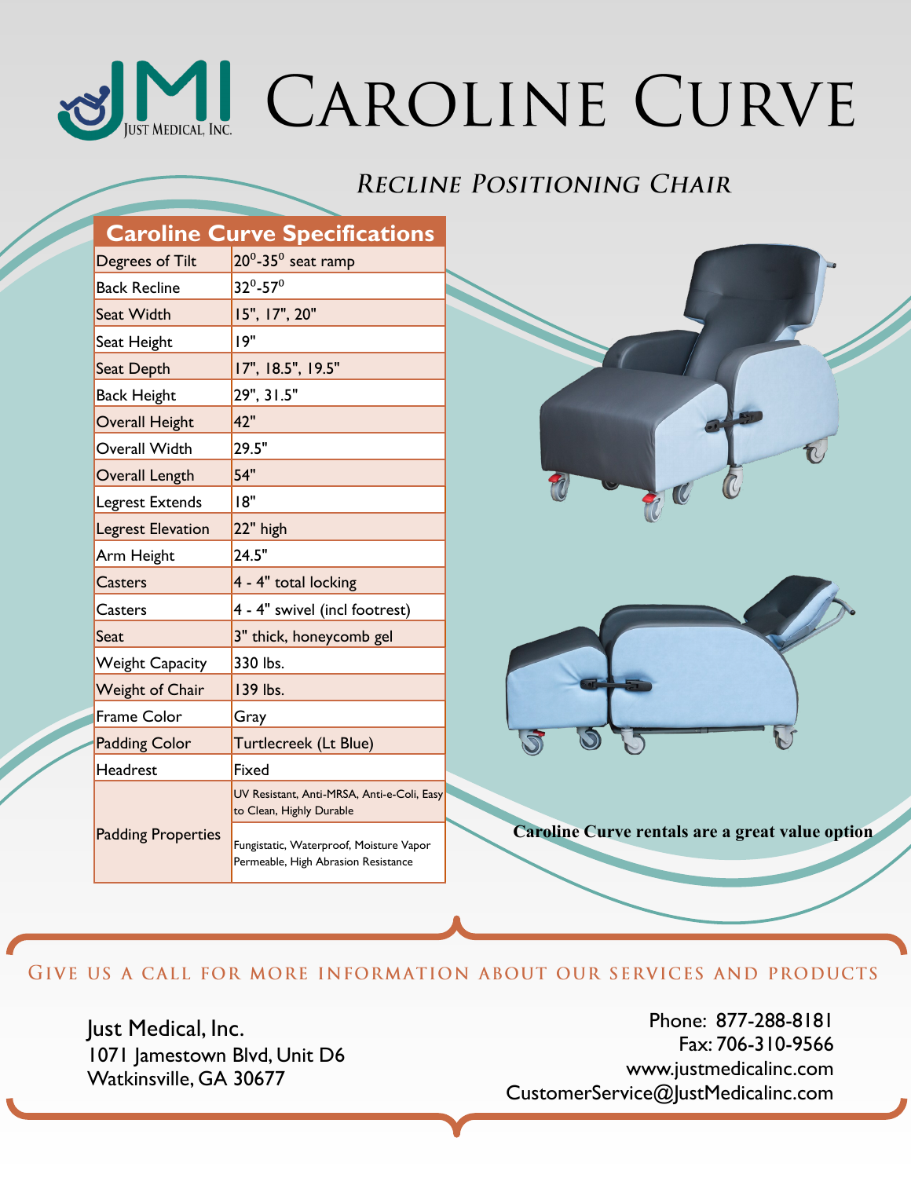# JMI Just Medical, Inc. Caroline Curve

## Recline Positioning Chair

| Caroline Curve Specifications | |
|---|---|
| Degrees of Tilt | $20^0$-$35^0$ seat ramp |
| Back Recline | $32^0$-$57^0$ |
| Seat Width | 15", 17", 20" |
| Seat Height | 19" |
| Seat Depth | 17", 18.5", 19.5" |
| Back Height | 29", 31.5" |
| Overall Height | 42" |
| Overall Width | 29.5" |
| Overall Length | 54" |
| Legrest Extends | 18" |
| Legrest Elevation | 22" high |
| Arm Height | 24.5" |
| Casters | 4 - 4" total locking |
| Casters | 4 - 4" swivel (incl footrest) |
| Seat | 3" thick, honeycomb gel |
| Weight Capacity | 330 lbs. |
| Weight of Chair | 139 lbs. |
| Frame Color | Gray |
| Padding Color | Turtlecreek (Lt Blue) |
| Headrest | Fixed |
| Padding Properties | UV Resistant, Anti-MRSA, Anti-e-Coli, Easy to Clean, Highly Durable |
| | Fungistatic, Waterproof, Moisture Vapor Permeable, High Abrasion Resistance |

**Caroline Curve rentals are a great value option**

Give us a call for more information about our services and products

Just Medical, Inc.
1071 Jamestown Blvd, Unit D6
Watkinsville, GA 30677

Phone: 877-288-8181
Fax: 706-310-9566
www.justmedicalinc.com
CustomerService@JustMedicalinc.com